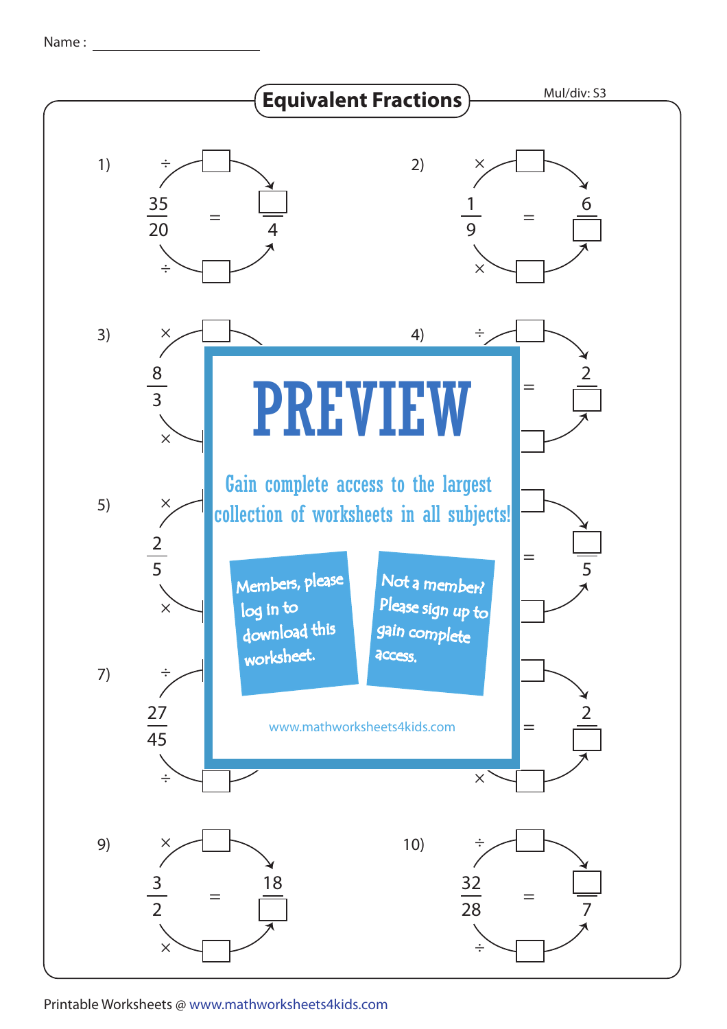Name : ____________________

# Equivalent Fractions

Mul/div: S3

1) $\dfrac{35}{20} = \dfrac{\square}{4}$ (÷ ☐, ÷ ☐)

2) $\dfrac{1}{9} = \dfrac{6}{\square}$ (× ☐, × ☐)

3) $\dfrac{8}{3}$ (× ☐, × ☐)

4) $= \dfrac{2}{\square}$ (÷ ☐)

5) $\dfrac{2}{5}$ (× ☐, × ☐)

6) $= \dfrac{\square}{5}$

7) $\dfrac{27}{45}$ (÷ ☐, ÷ ☐)

8) $= \dfrac{2}{\square}$ (× ☐)

9) $\dfrac{3}{2} = \dfrac{18}{\square}$ (× ☐, × ☐)

10) $\dfrac{32}{28} = \dfrac{\square}{7}$ (÷ ☐, ÷ ☐)

**PREVIEW**

Gain complete access to the largest collection of worksheets in all subjects!

Members, please log in to download this worksheet.

Not a member? Please sign up to gain complete access.

www.mathworksheets4kids.com

Printable Worksheets @ www.mathworksheets4kids.com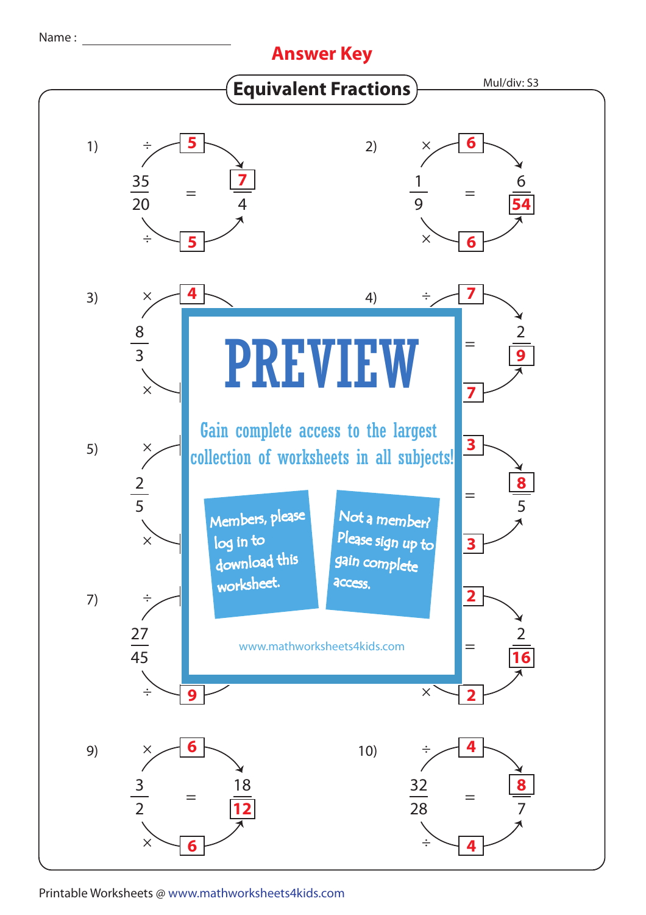Name : ____________________

**Answer Key**

# Equivalent Fractions

Mul/div: S3

1) $\frac{35}{20} = \frac{\boxed{7}}{4}$ (÷ 5, ÷ 5)

2) $\frac{1}{9} = \frac{6}{\boxed{54}}$ (× 6, × 6)

3) $\frac{8}{3}$ (× 4, ×)

4) $= \frac{2}{\boxed{9}}$ (÷ 7, 7)

5) $\frac{2}{5}$ (×, ×)

6) $= \frac{\boxed{8}}{5}$ (3, 3)

7) $\frac{27}{45}$ (÷, ÷ 9)

8) $= \frac{2}{\boxed{16}}$ (2, × 2)

9) $\frac{3}{2} = \frac{18}{\boxed{12}}$ (× 6, × 6)

10) $\frac{32}{28} = \frac{\boxed{8}}{7}$ (÷ 4, ÷ 4)

PREVIEW

Gain complete access to the largest collection of worksheets in all subjects!

Members, please log in to download this worksheet.

Not a member? Please sign up to gain complete access.

www.mathworksheets4kids.com

Printable Worksheets @ www.mathworksheets4kids.com